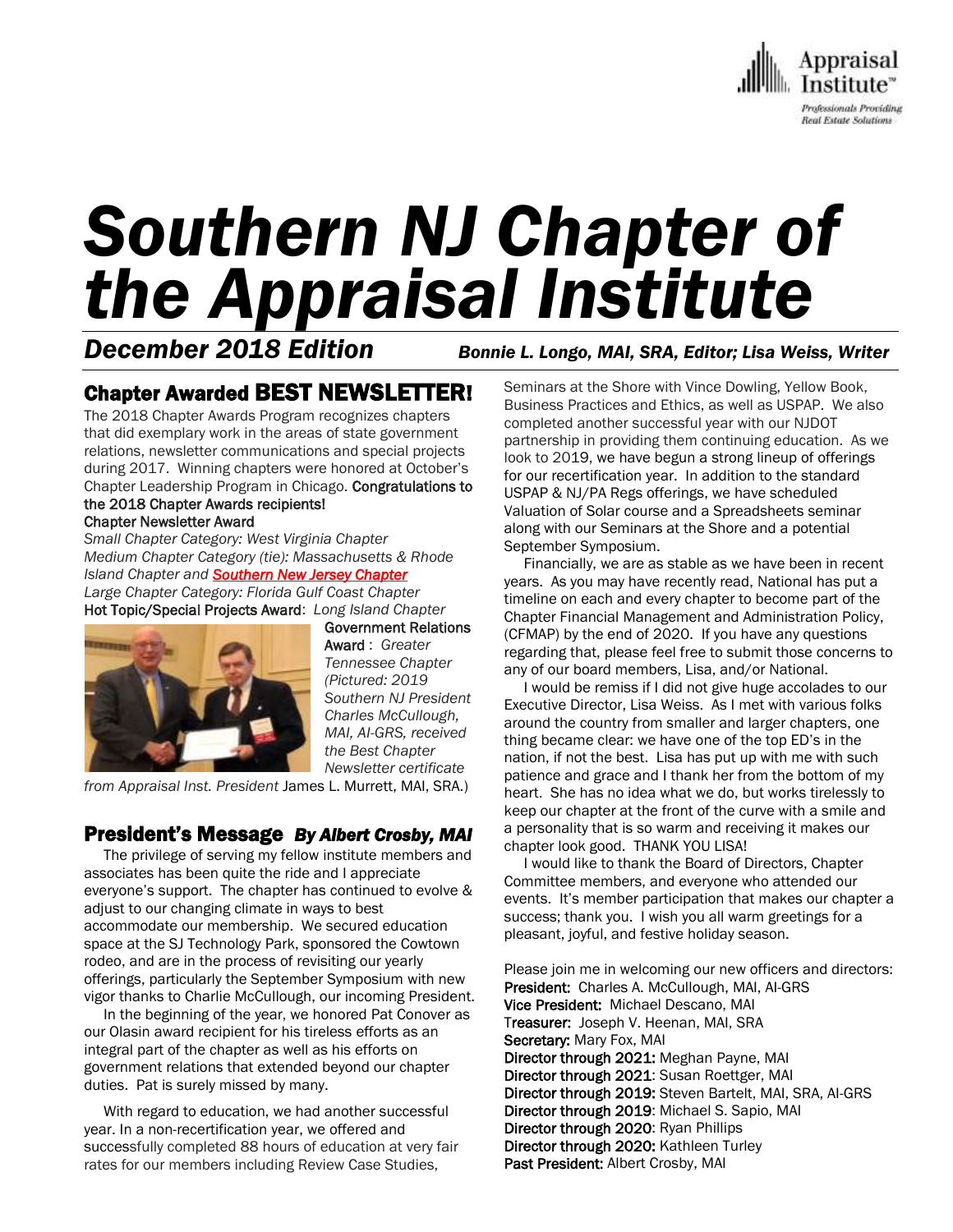Appraisal Institute™

*Professionals Providing Real Estate Solutions*

# *Southern NJ Chapter of the Appraisal Institute*

***December 2018 Edition*** ***Bonnie L. Longo, MAI, SRA, Editor; Lisa Weiss, Writer***

## Chapter Awarded BEST NEWSLETTER!

The 2018 Chapter Awards Program recognizes chapters that did exemplary work in the areas of state government relations, newsletter communications and special projects during 2017. Winning chapters were honored at October's Chapter Leadership Program in Chicago. **Congratulations to the 2018 Chapter Awards recipients!**

**Chapter Newsletter Award**

*Small Chapter Category: West Virginia Chapter*

*Medium Chapter Category (tie): Massachusetts & Rhode Island Chapter and* ***Southern New Jersey Chapter***

*Large Chapter Category: Florida Gulf Coast Chapter*

**Hot Topic/Special Projects Award**: *Long Island Chapter*

**Government Relations Award**: *Greater Tennessee Chapter*

*(Pictured: 2019 Southern NJ President Charles McCullough, MAI, AI-GRS, received the Best Chapter Newsletter certificate from Appraisal Inst. President* James L. Murrett, MAI, SRA.)

## President's Message *By Albert Crosby, MAI*

The privilege of serving my fellow institute members and associates has been quite the ride and I appreciate everyone's support. The chapter has continued to evolve & adjust to our changing climate in ways to best accommodate our membership. We secured education space at the SJ Technology Park, sponsored the Cowtown rodeo, and are in the process of revisiting our yearly offerings, particularly the September Symposium with new vigor thanks to Charlie McCullough, our incoming President.

In the beginning of the year, we honored Pat Conover as our Olasin award recipient for his tireless efforts as an integral part of the chapter as well as his efforts on government relations that extended beyond our chapter duties. Pat is surely missed by many.

With regard to education, we had another successful year. In a non-recertification year, we offered and successfully completed 88 hours of education at very fair rates for our members including Review Case Studies, Seminars at the Shore with Vince Dowling, Yellow Book, Business Practices and Ethics, as well as USPAP. We also completed another successful year with our NJDOT partnership in providing them continuing education. As we look to 2019, we have begun a strong lineup of offerings for our recertification year. In addition to the standard USPAP & NJ/PA Regs offerings, we have scheduled Valuation of Solar course and a Spreadsheets seminar along with our Seminars at the Shore and a potential September Symposium.

Financially, we are as stable as we have been in recent years. As you may have recently read, National has put a timeline on each and every chapter to become part of the Chapter Financial Management and Administration Policy, (CFMAP) by the end of 2020. If you have any questions regarding that, please feel free to submit those concerns to any of our board members, Lisa, and/or National.

I would be remiss if I did not give huge accolades to our Executive Director, Lisa Weiss. As I met with various folks around the country from smaller and larger chapters, one thing became clear: we have one of the top ED's in the nation, if not the best. Lisa has put up with me with such patience and grace and I thank her from the bottom of my heart. She has no idea what we do, but works tirelessly to keep our chapter at the front of the curve with a smile and a personality that is so warm and receiving it makes our chapter look good. THANK YOU LISA!

I would like to thank the Board of Directors, Chapter Committee members, and everyone who attended our events. It's member participation that makes our chapter a success; thank you. I wish you all warm greetings for a pleasant, joyful, and festive holiday season.

Please join me in welcoming our new officers and directors:

**President:** Charles A. McCullough, MAI, AI-GRS
**Vice President:** Michael Descano, MAI
**Treasurer:** Joseph V. Heenan, MAI, SRA
**Secretary:** Mary Fox, MAI
**Director through 2021:** Meghan Payne, MAI
**Director through 2021**: Susan Roettger, MAI
**Director through 2019:** Steven Bartelt, MAI, SRA, AI-GRS
**Director through 2019**: Michael S. Sapio, MAI
**Director through 2020**: Ryan Phillips
**Director through 2020:** Kathleen Turley
**Past President:** Albert Crosby, MAI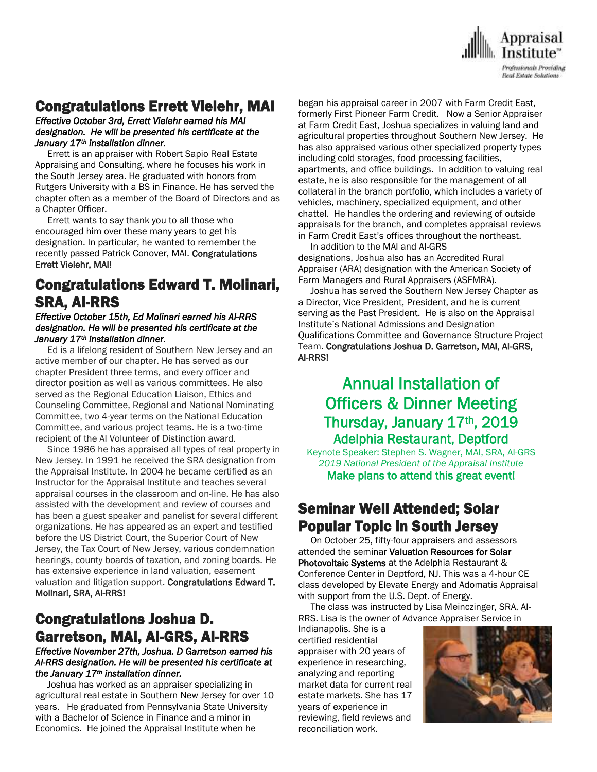## Congratulations Errett Vielehr, MAI

***Effective October 3rd, Errett Vielehr earned his MAI designation. He will be presented his certificate at the January 17th installation dinner.***

Errett is an appraiser with Robert Sapio Real Estate Appraising and Consulting, where he focuses his work in the South Jersey area. He graduated with honors from Rutgers University with a BS in Finance. He has served the chapter often as a member of the Board of Directors and as a Chapter Officer.

Errett wants to say thank you to all those who encouraged him over these many years to get his designation. In particular, he wanted to remember the recently passed Patrick Conover, MAI. **Congratulations Errett Vielehr, MAI!**

## Congratulations Edward T. Molinari, SRA, AI-RRS

***Effective October 15th, Ed Molinari earned his AI-RRS designation. He will be presented his certificate at the January 17th installation dinner.***

Ed is a lifelong resident of Southern New Jersey and an active member of our chapter. He has served as our chapter President three terms, and every officer and director position as well as various committees. He also served as the Regional Education Liaison, Ethics and Counseling Committee, Regional and National Nominating Committee, two 4-year terms on the National Education Committee, and various project teams. He is a two-time recipient of the AI Volunteer of Distinction award.

Since 1986 he has appraised all types of real property in New Jersey. In 1991 he received the SRA designation from the Appraisal Institute. In 2004 he became certified as an Instructor for the Appraisal Institute and teaches several appraisal courses in the classroom and on-line. He has also assisted with the development and review of courses and has been a guest speaker and panelist for several different organizations. He has appeared as an expert and testified before the US District Court, the Superior Court of New Jersey, the Tax Court of New Jersey, various condemnation hearings, county boards of taxation, and zoning boards. He has extensive experience in land valuation, easement valuation and litigation support. **Congratulations Edward T. Molinari, SRA, AI-RRS!**

## Congratulations Joshua D. Garretson, MAI, AI-GRS, AI-RRS

***Effective November 27th, Joshua. D Garretson earned his AI-RRS designation. He will be presented his certificate at the January 17th installation dinner.***

Joshua has worked as an appraiser specializing in agricultural real estate in Southern New Jersey for over 10 years. He graduated from Pennsylvania State University with a Bachelor of Science in Finance and a minor in Economics. He joined the Appraisal Institute when he began his appraisal career in 2007 with Farm Credit East, formerly First Pioneer Farm Credit. Now a Senior Appraiser at Farm Credit East, Joshua specializes in valuing land and agricultural properties throughout Southern New Jersey. He has also appraised various other specialized property types including cold storages, food processing facilities, apartments, and office buildings. In addition to valuing real estate, he is also responsible for the management of all collateral in the branch portfolio, which includes a variety of vehicles, machinery, specialized equipment, and other chattel. He handles the ordering and reviewing of outside appraisals for the branch, and completes appraisal reviews in Farm Credit East's offices throughout the northeast.

In addition to the MAI and AI-GRS designations, Joshua also has an Accredited Rural Appraiser (ARA) designation with the American Society of Farm Managers and Rural Appraisers (ASFMRA).

Joshua has served the Southern New Jersey Chapter as a Director, Vice President, President, and he is current serving as the Past President. He is also on the Appraisal Institute's National Admissions and Designation Qualifications Committee and Governance Structure Project Team. **Congratulations Joshua D. Garretson, MAI, AI-GRS, AI-RRS!**

## Annual Installation of Officers & Dinner Meeting

### Thursday, January 17th, 2019
### Adelphia Restaurant, Deptford

Keynote Speaker: Stephen S. Wagner, MAI, SRA, AI-GRS
*2019 National President of the Appraisal Institute*

**Make plans to attend this great event!**

## Seminar Well Attended; Solar Popular Topic in South Jersey

On October 25, fifty-four appraisers and assessors attended the seminar **Valuation Resources for Solar Photovoltaic Systems** at the Adelphia Restaurant & Conference Center in Deptford, NJ. This was a 4-hour CE class developed by Elevate Energy and Adomatis Appraisal with support from the U.S. Dept. of Energy.

The class was instructed by Lisa Meinczinger, SRA, AI-RRS. Lisa is the owner of Advance Appraiser Service in Indianapolis. She is a certified residential appraiser with 20 years of experience in researching, analyzing and reporting market data for current real estate markets. She has 17 years of experience in reviewing, field reviews and reconciliation work.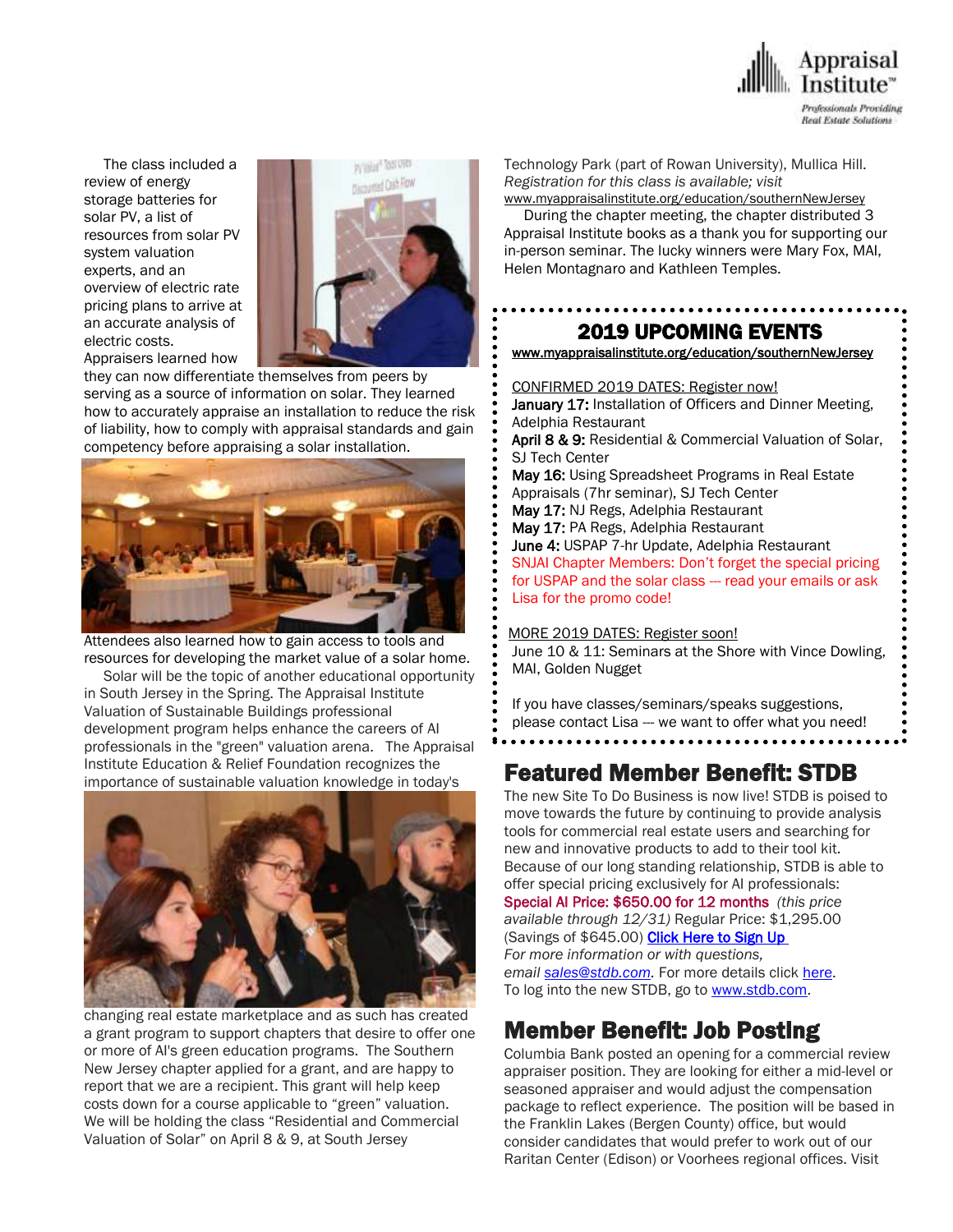The class included a review of energy storage batteries for solar PV, a list of resources from solar PV system valuation experts, and an overview of electric rate pricing plans to arrive at an accurate analysis of electric costs. Appraisers learned how they can now differentiate themselves from peers by serving as a source of information on solar. They learned how to accurately appraise an installation to reduce the risk of liability, how to comply with appraisal standards and gain competency before appraising a solar installation.

Attendees also learned how to gain access to tools and resources for developing the market value of a solar home.

Solar will be the topic of another educational opportunity in South Jersey in the Spring. The Appraisal Institute Valuation of Sustainable Buildings professional development program helps enhance the careers of AI professionals in the "green" valuation arena. The Appraisal Institute Education & Relief Foundation recognizes the importance of sustainable valuation knowledge in today's changing real estate marketplace and as such has created a grant program to support chapters that desire to offer one or more of AI's green education programs. The Southern New Jersey chapter applied for a grant, and are happy to report that we are a recipient. This grant will help keep costs down for a course applicable to "green" valuation. We will be holding the class "Residential and Commercial Valuation of Solar" on April 8 & 9, at South Jersey Technology Park (part of Rowan University), Mullica Hill. *Registration for this class is available; visit* www.myappraisalinstitute.org/education/southernNewJersey

During the chapter meeting, the chapter distributed 3 Appraisal Institute books as a thank you for supporting our in-person seminar. The lucky winners were Mary Fox, MAI, Helen Montagnaro and Kathleen Temples.

## 2019 UPCOMING EVENTS

www.myappraisalinstitute.org/education/southernNewJersey

CONFIRMED 2019 DATES: Register now!

**January 17:** Installation of Officers and Dinner Meeting, Adelphia Restaurant
**April 8 & 9:** Residential & Commercial Valuation of Solar, SJ Tech Center
**May 16:** Using Spreadsheet Programs in Real Estate Appraisals (7hr seminar), SJ Tech Center
**May 17:** NJ Regs, Adelphia Restaurant
**May 17:** PA Regs, Adelphia Restaurant
**June 4:** USPAP 7-hr Update, Adelphia Restaurant
SNJAI Chapter Members: Don't forget the special pricing for USPAP and the solar class --- read your emails or ask Lisa for the promo code!

MORE 2019 DATES: Register soon!

June 10 & 11: Seminars at the Shore with Vince Dowling, MAI, Golden Nugget

If you have classes/seminars/speaks suggestions, please contact Lisa --- we want to offer what you need!

## Featured Member Benefit: STDB

The new Site To Do Business is now live! STDB is poised to move towards the future by continuing to provide analysis tools for commercial real estate users and searching for new and innovative products to add to their tool kit. Because of our long standing relationship, STDB is able to offer special pricing exclusively for AI professionals: **Special AI Price: $650.00 for 12 months** *(this price available through 12/31)* Regular Price: $1,295.00 (Savings of $645.00) **Click Here to Sign Up**
*For more information or with questions, email sales@stdb.com*. For more details click here.
To log into the new STDB, go to www.stdb.com.

## Member Benefit: Job Posting

Columbia Bank posted an opening for a commercial review appraiser position. They are looking for either a mid-level or seasoned appraiser and would adjust the compensation package to reflect experience. The position will be based in the Franklin Lakes (Bergen County) office, but would consider candidates that would prefer to work out of our Raritan Center (Edison) or Voorhees regional offices. Visit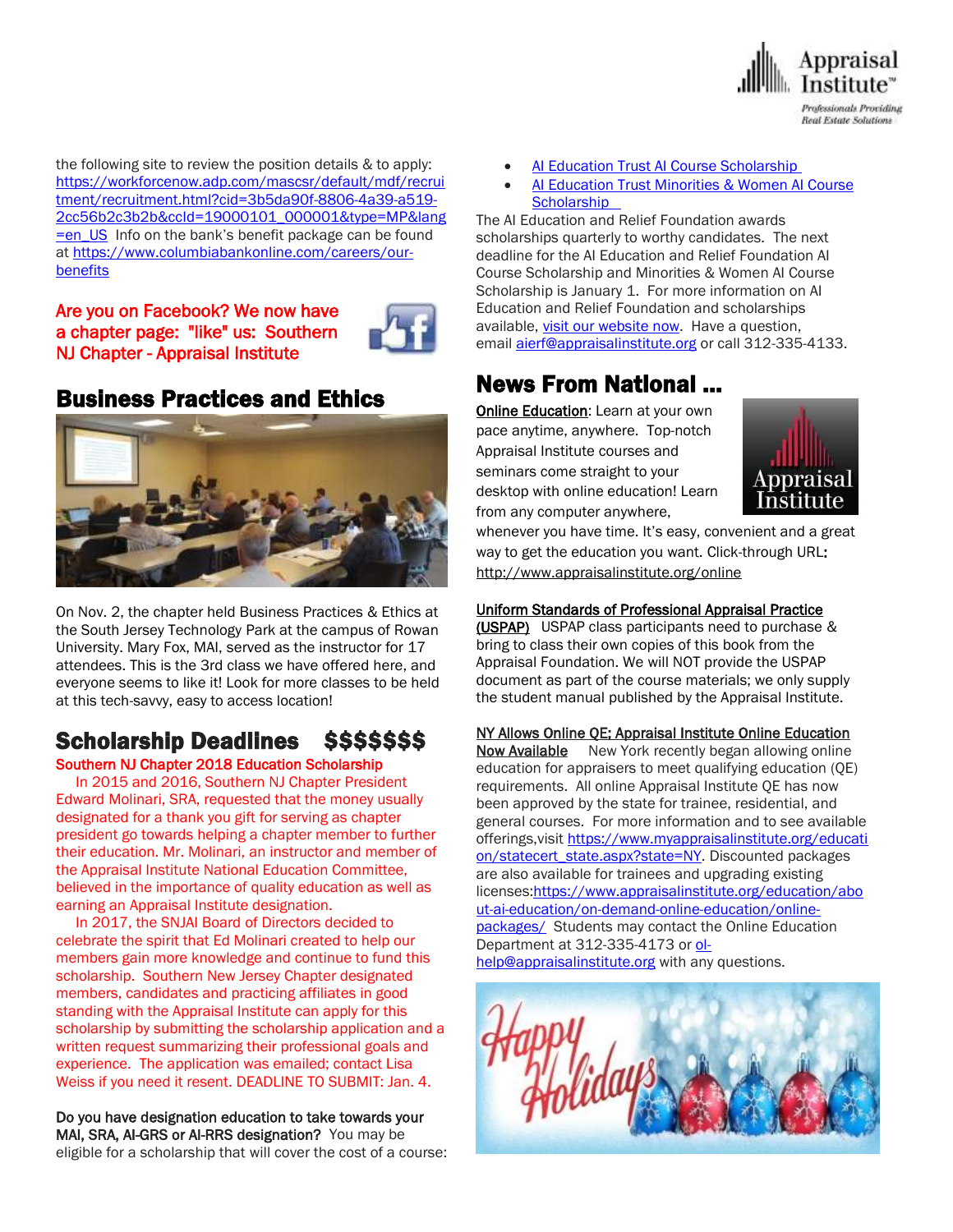the following site to review the position details & to apply: https://workforcenow.adp.com/mascsr/default/mdf/recruitment/recruitment.html?cid=3b5da90f-8806-4a39-a519-2cc56b2c3b2b&ccId=19000101_000001&type=MP&lang=en_US Info on the bank's benefit package can be found at https://www.columbiabankonline.com/careers/our-benefits

Are you on Facebook? We now have a chapter page: "like" us: Southern NJ Chapter - Appraisal Institute

## Business Practices and Ethics

On Nov. 2, the chapter held Business Practices & Ethics at the South Jersey Technology Park at the campus of Rowan University. Mary Fox, MAI, served as the instructor for 17 attendees. This is the 3rd class we have offered here, and everyone seems to like it! Look for more classes to be held at this tech-savvy, easy to access location!

## Scholarship Deadlines $$$$$$$

**Southern NJ Chapter 2018 Education Scholarship**

In 2015 and 2016, Southern NJ Chapter President Edward Molinari, SRA, requested that the money usually designated for a thank you gift for serving as chapter president go towards helping a chapter member to further their education. Mr. Molinari, an instructor and member of the Appraisal Institute National Education Committee, believed in the importance of quality education as well as earning an Appraisal Institute designation.

In 2017, the SNJAI Board of Directors decided to celebrate the spirit that Ed Molinari created to help our members gain more knowledge and continue to fund this scholarship. Southern New Jersey Chapter designated members, candidates and practicing affiliates in good standing with the Appraisal Institute can apply for this scholarship by submitting the scholarship application and a written request summarizing their professional goals and experience. The application was emailed; contact Lisa Weiss if you need it resent. DEADLINE TO SUBMIT: Jan. 4.

**Do you have designation education to take towards your MAI, SRA, AI-GRS or AI-RRS designation?** You may be eligible for a scholarship that will cover the cost of a course:

- AI Education Trust AI Course Scholarship
- AI Education Trust Minorities & Women AI Course Scholarship

The AI Education and Relief Foundation awards scholarships quarterly to worthy candidates. The next deadline for the AI Education and Relief Foundation AI Course Scholarship and Minorities & Women AI Course Scholarship is January 1. For more information on AI Education and Relief Foundation and scholarships available, visit our website now. Have a question, email aierf@appraisalinstitute.org or call 312-335-4133.

## News From National ...

**Online Education**: Learn at your own pace anytime, anywhere. Top-notch Appraisal Institute courses and seminars come straight to your desktop with online education! Learn from any computer anywhere, whenever you have time. It's easy, convenient and a great way to get the education you want. Click-through URL: http://www.appraisalinstitute.org/online

**Uniform Standards of Professional Appraisal Practice (USPAP)** USPAP class participants need to purchase & bring to class their own copies of this book from the Appraisal Foundation. We will NOT provide the USPAP document as part of the course materials; we only supply the student manual published by the Appraisal Institute.

**NY Allows Online QE; Appraisal Institute Online Education Now Available** New York recently began allowing online education for appraisers to meet qualifying education (QE) requirements. All online Appraisal Institute QE has now been approved by the state for trainee, residential, and general courses. For more information and to see available offerings,visit https://www.myappraisalinstitute.org/education/statecert_state.aspx?state=NY. Discounted packages are also available for trainees and upgrading existing licenses:https://www.appraisalinstitute.org/education/about-ai-education/on-demand-online-education/online-packages/ Students may contact the Online Education Department at 312-335-4173 or ol-help@appraisalinstitute.org with any questions.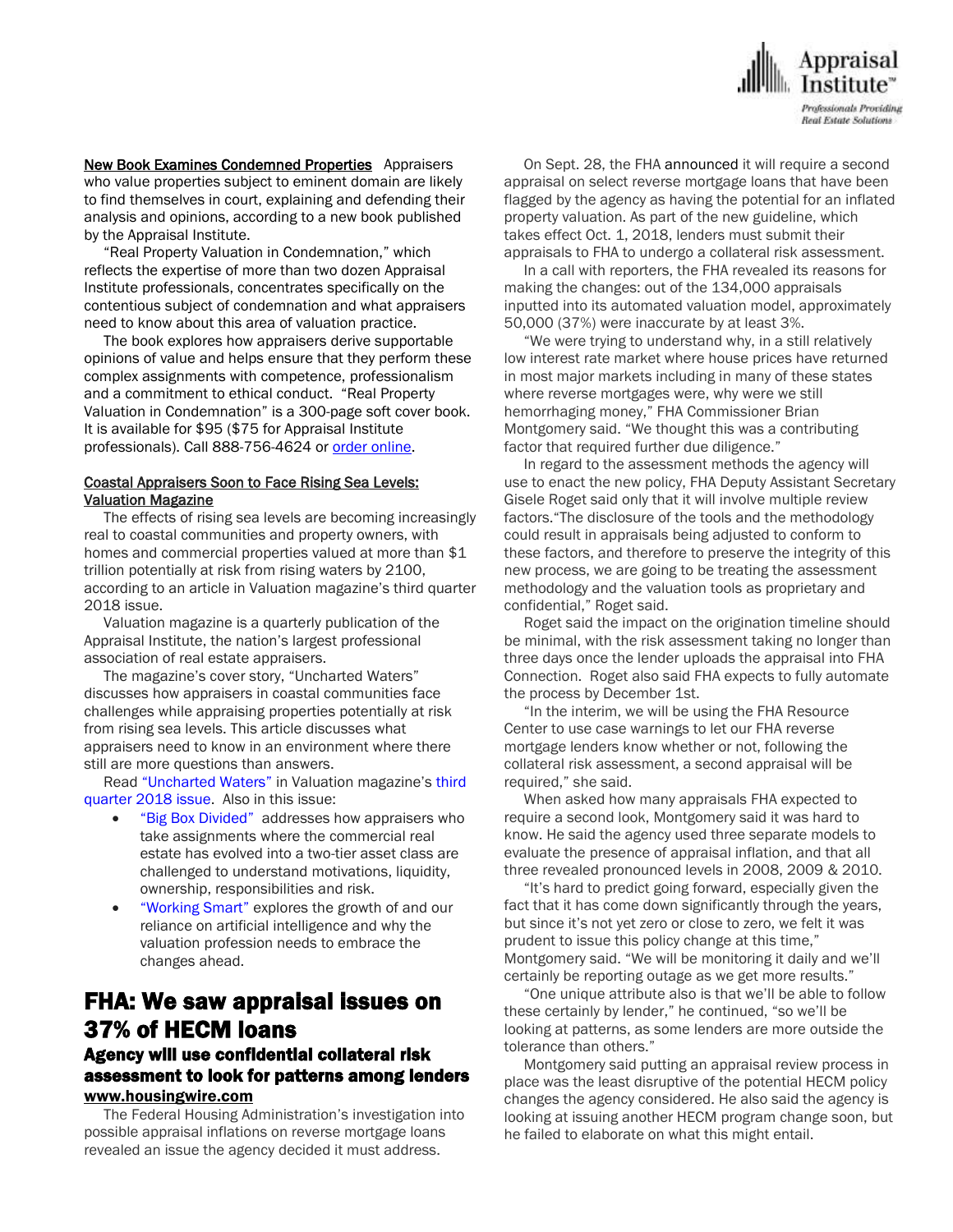**New Book Examines Condemned Properties** Appraisers who value properties subject to eminent domain are likely to find themselves in court, explaining and defending their analysis and opinions, according to a new book published by the Appraisal Institute.

"Real Property Valuation in Condemnation," which reflects the expertise of more than two dozen Appraisal Institute professionals, concentrates specifically on the contentious subject of condemnation and what appraisers need to know about this area of valuation practice.

The book explores how appraisers derive supportable opinions of value and helps ensure that they perform these complex assignments with competence, professionalism and a commitment to ethical conduct. "Real Property Valuation in Condemnation" is a 300-page soft cover book. It is available for $95 ($75 for Appraisal Institute professionals). Call 888-756-4624 or order online.

**Coastal Appraisers Soon to Face Rising Sea Levels: Valuation Magazine**

The effects of rising sea levels are becoming increasingly real to coastal communities and property owners, with homes and commercial properties valued at more than $1 trillion potentially at risk from rising waters by 2100, according to an article in Valuation magazine's third quarter 2018 issue.

Valuation magazine is a quarterly publication of the Appraisal Institute, the nation's largest professional association of real estate appraisers.

The magazine's cover story, "Uncharted Waters" discusses how appraisers in coastal communities face challenges while appraising properties potentially at risk from rising sea levels. This article discusses what appraisers need to know in an environment where there still are more questions than answers.

Read "Uncharted Waters" in Valuation magazine's third quarter 2018 issue. Also in this issue:

- "Big Box Divided" addresses how appraisers who take assignments where the commercial real estate has evolved into a two-tier asset class are challenged to understand motivations, liquidity, ownership, responsibilities and risk.
- "Working Smart" explores the growth of and our reliance on artificial intelligence and why the valuation profession needs to embrace the changes ahead.

# FHA: We saw appraisal issues on 37% of HECM loans

### Agency will use confidential collateral risk assessment to look for patterns among lenders

**www.housingwire.com**

The Federal Housing Administration's investigation into possible appraisal inflations on reverse mortgage loans revealed an issue the agency decided it must address.

On Sept. 28, the FHA announced it will require a second appraisal on select reverse mortgage loans that have been flagged by the agency as having the potential for an inflated property valuation. As part of the new guideline, which takes effect Oct. 1, 2018, lenders must submit their appraisals to FHA to undergo a collateral risk assessment.

In a call with reporters, the FHA revealed its reasons for making the changes: out of the 134,000 appraisals inputted into its automated valuation model, approximately 50,000 (37%) were inaccurate by at least 3%.

"We were trying to understand why, in a still relatively low interest rate market where house prices have returned in most major markets including in many of these states where reverse mortgages were, why were we still hemorrhaging money," FHA Commissioner Brian Montgomery said. "We thought this was a contributing factor that required further due diligence."

In regard to the assessment methods the agency will use to enact the new policy, FHA Deputy Assistant Secretary Gisele Roget said only that it will involve multiple review factors."The disclosure of the tools and the methodology could result in appraisals being adjusted to conform to these factors, and therefore to preserve the integrity of this new process, we are going to be treating the assessment methodology and the valuation tools as proprietary and confidential," Roget said.

Roget said the impact on the origination timeline should be minimal, with the risk assessment taking no longer than three days once the lender uploads the appraisal into FHA Connection. Roget also said FHA expects to fully automate the process by December 1st.

"In the interim, we will be using the FHA Resource Center to use case warnings to let our FHA reverse mortgage lenders know whether or not, following the collateral risk assessment, a second appraisal will be required," she said.

When asked how many appraisals FHA expected to require a second look, Montgomery said it was hard to know. He said the agency used three separate models to evaluate the presence of appraisal inflation, and that all three revealed pronounced levels in 2008, 2009 & 2010.

"It's hard to predict going forward, especially given the fact that it has come down significantly through the years, but since it's not yet zero or close to zero, we felt it was prudent to issue this policy change at this time," Montgomery said. "We will be monitoring it daily and we'll certainly be reporting outage as we get more results."

"One unique attribute also is that we'll be able to follow these certainly by lender," he continued, "so we'll be looking at patterns, as some lenders are more outside the tolerance than others."

Montgomery said putting an appraisal review process in place was the least disruptive of the potential HECM policy changes the agency considered. He also said the agency is looking at issuing another HECM program change soon, but he failed to elaborate on what this might entail.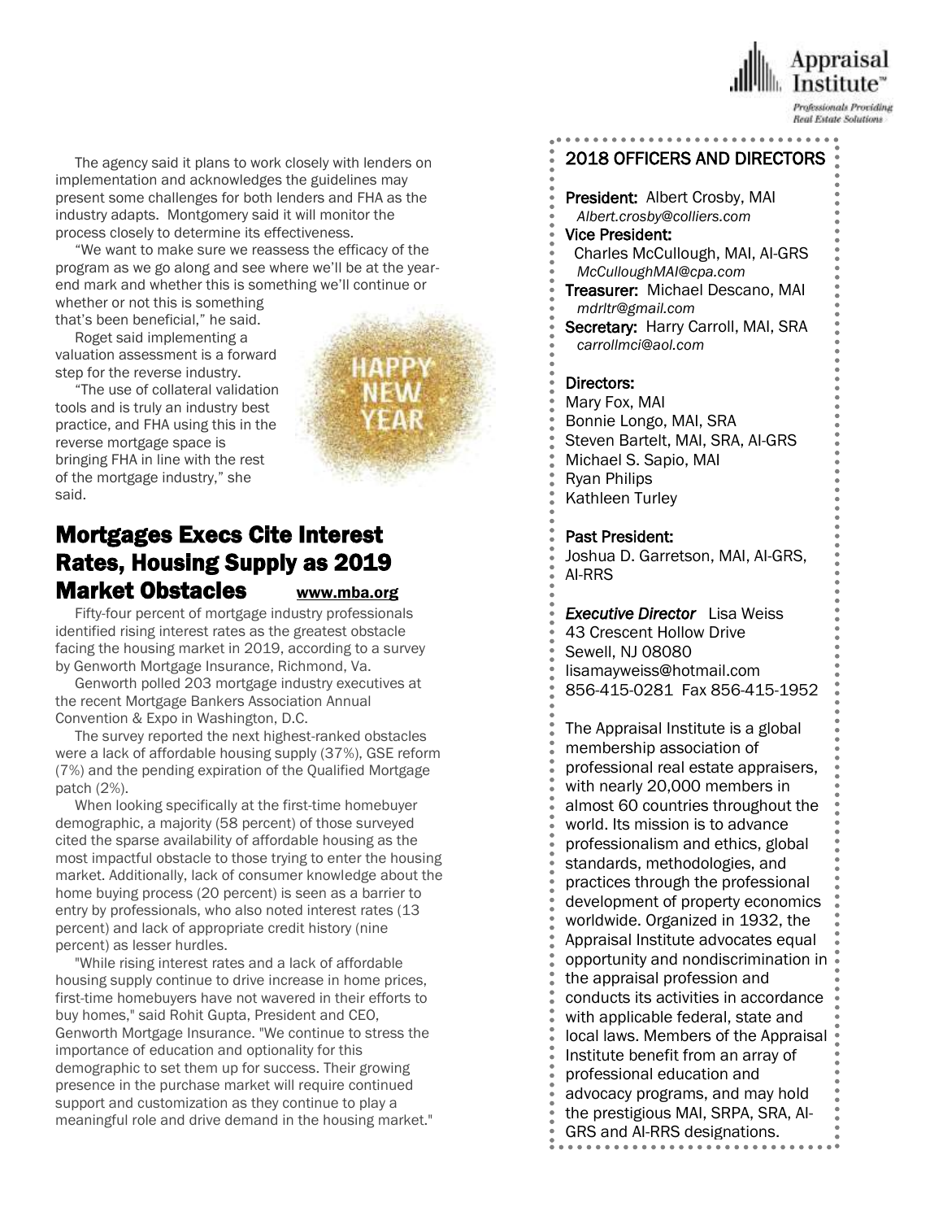The agency said it plans to work closely with lenders on implementation and acknowledges the guidelines may present some challenges for both lenders and FHA as the industry adapts. Montgomery said it will monitor the process closely to determine its effectiveness.

"We want to make sure we reassess the efficacy of the program as we go along and see where we'll be at the year-end mark and whether this is something we'll continue or whether or not this is something that's been beneficial," he said.

Roget said implementing a valuation assessment is a forward step for the reverse industry.

"The use of collateral validation tools and is truly an industry best practice, and FHA using this in the reverse mortgage space is bringing FHA in line with the rest of the mortgage industry," she said.

HAPPY NEW YEAR

## Mortgages Execs Cite Interest Rates, Housing Supply as 2019 Market Obstacles

www.mba.org

Fifty-four percent of mortgage industry professionals identified rising interest rates as the greatest obstacle facing the housing market in 2019, according to a survey by Genworth Mortgage Insurance, Richmond, Va.

Genworth polled 203 mortgage industry executives at the recent Mortgage Bankers Association Annual Convention & Expo in Washington, D.C.

The survey reported the next highest-ranked obstacles were a lack of affordable housing supply (37%), GSE reform (7%) and the pending expiration of the Qualified Mortgage patch (2%).

When looking specifically at the first-time homebuyer demographic, a majority (58 percent) of those surveyed cited the sparse availability of affordable housing as the most impactful obstacle to those trying to enter the housing market. Additionally, lack of consumer knowledge about the home buying process (20 percent) is seen as a barrier to entry by professionals, who also noted interest rates (13 percent) and lack of appropriate credit history (nine percent) as lesser hurdles.

"While rising interest rates and a lack of affordable housing supply continue to drive increase in home prices, first-time homebuyers have not wavered in their efforts to buy homes," said Rohit Gupta, President and CEO, Genworth Mortgage Insurance. "We continue to stress the importance of education and optionality for this demographic to set them up for success. Their growing presence in the purchase market will require continued support and customization as they continue to play a meaningful role and drive demand in the housing market."

Appraisal Institute

*Professionals Providing Real Estate Solutions*

## 2018 OFFICERS AND DIRECTORS

**President:** Albert Crosby, MAI
*Albert.crosby@colliers.com*

**Vice President:**
Charles McCullough, MAI, AI-GRS
*McCulloughMAI@cpa.com*

**Treasurer:** Michael Descano, MAI
*mdrltr@gmail.com*

**Secretary:** Harry Carroll, MAI, SRA
*carrollmci@aol.com*

**Directors:**
Mary Fox, MAI
Bonnie Longo, MAI, SRA
Steven Bartelt, MAI, SRA, AI-GRS
Michael S. Sapio, MAI
Ryan Philips
Kathleen Turley

**Past President:**
Joshua D. Garretson, MAI, AI-GRS, AI-RRS

***Executive Director*** Lisa Weiss
43 Crescent Hollow Drive
Sewell, NJ 08080
lisamayweiss@hotmail.com
856-415-0281 Fax 856-415-1952

The Appraisal Institute is a global membership association of professional real estate appraisers, with nearly 20,000 members in almost 60 countries throughout the world. Its mission is to advance professionalism and ethics, global standards, methodologies, and practices through the professional development of property economics worldwide. Organized in 1932, the Appraisal Institute advocates equal opportunity and nondiscrimination in the appraisal profession and conducts its activities in accordance with applicable federal, state and local laws. Members of the Appraisal Institute benefit from an array of professional education and advocacy programs, and may hold the prestigious MAI, SRPA, SRA, AI-GRS and AI-RRS designations.